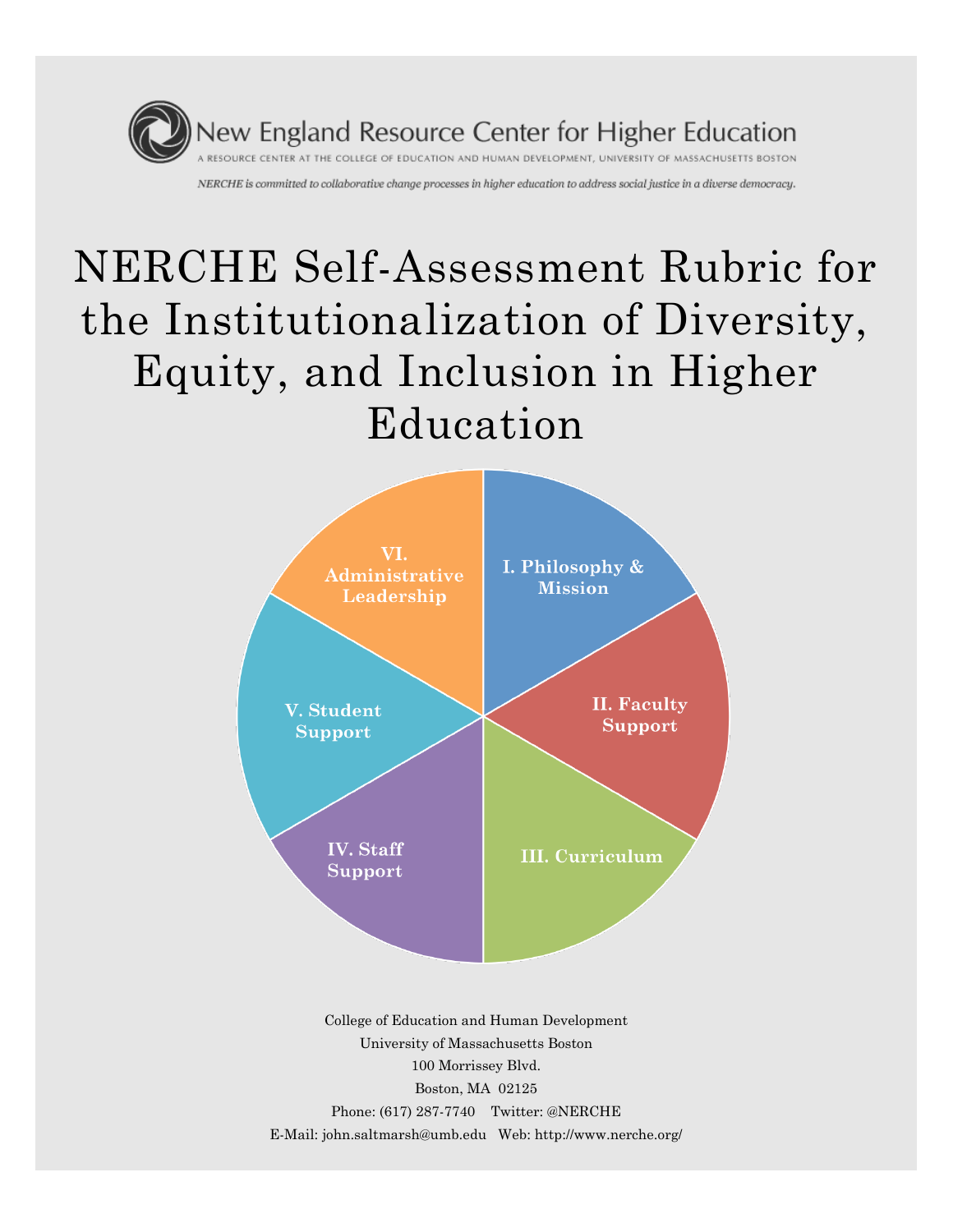New England Resource Center for Higher Education

A RESOURCE CENTER AT THE COLLEGE OF EDUCATION AND HUMAN DEVELOPMENT, UNIVERSITY OF MASSACHUSETTS BOSTON

*NERCHE is committed to collaborative change processes in higher education to address social justice in a diverse democracy.*

# NERCHE Self-Assessment Rubric for the Institutionalization of Diversity, Equity, and Inclusion in Higher Education

**I. Philosophy & Mission**

**II. Faculty Support**

**III. Curriculum**

**IV. Staff Support**

**V. Student Support**

**VI. Administrative Leadership**

College of Education and Human Development
University of Massachusetts Boston
100 Morrissey Blvd.
Boston, MA 02125
Phone: (617) 287-7740 Twitter: @NERCHE
E-Mail: john.saltmarsh@umb.edu Web: http://www.nerche.org/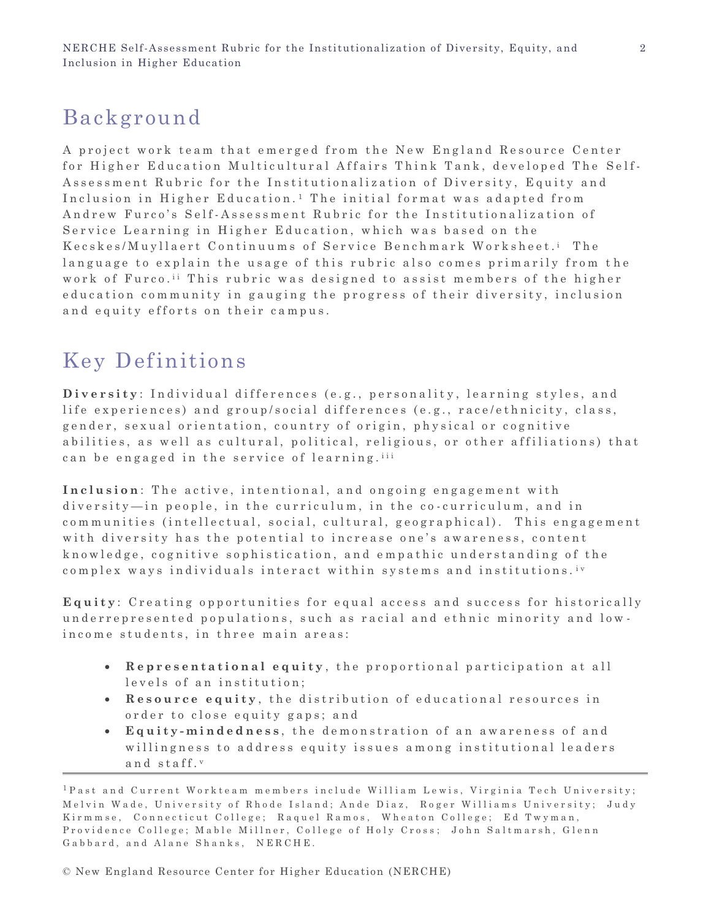## Background

A project work team that emerged from the New England Resource Center for Higher Education Multicultural Affairs Think Tank, developed The Self-Assessment Rubric for the Institutionalization of Diversity, Equity and Inclusion in Higher Education.[1] The initial format was adapted from Andrew Furco's Self-Assessment Rubric for the Institutionalization of Service Learning in Higher Education, which was based on the Kecskes/Muyllaert Continuums of Service Benchmark Worksheet.[i] The language to explain the usage of this rubric also comes primarily from the work of Furco.[ii] This rubric was designed to assist members of the higher education community in gauging the progress of their diversity, inclusion and equity efforts on their campus.

## Key Definitions

**Diversity**: Individual differences (e.g., personality, learning styles, and life experiences) and group/social differences (e.g., race/ethnicity, class, gender, sexual orientation, country of origin, physical or cognitive abilities, as well as cultural, political, religious, or other affiliations) that can be engaged in the service of learning.[iii]

**Inclusion**: The active, intentional, and ongoing engagement with diversity—in people, in the curriculum, in the co-curriculum, and in communities (intellectual, social, cultural, geographical). This engagement with diversity has the potential to increase one's awareness, content knowledge, cognitive sophistication, and empathic understanding of the complex ways individuals interact within systems and institutions.[iv]

**Equity**: Creating opportunities for equal access and success for historically underrepresented populations, such as racial and ethnic minority and low-income students, in three main areas:

- **Representational equity**, the proportional participation at all levels of an institution;
- **Resource equity**, the distribution of educational resources in order to close equity gaps; and
- **Equity-mindedness**, the demonstration of an awareness of and willingness to address equity issues among institutional leaders and staff.[v]

---

[1] Past and Current Workteam members include William Lewis, Virginia Tech University; Melvin Wade, University of Rhode Island; Ande Diaz, Roger Williams University; Judy Kirmmse, Connecticut College; Raquel Ramos, Wheaton College; Ed Twyman, Providence College; Mable Millner, College of Holy Cross; John Saltmarsh, Glenn Gabbard, and Alane Shanks, NERCHE.

© New England Resource Center for Higher Education (NERCHE)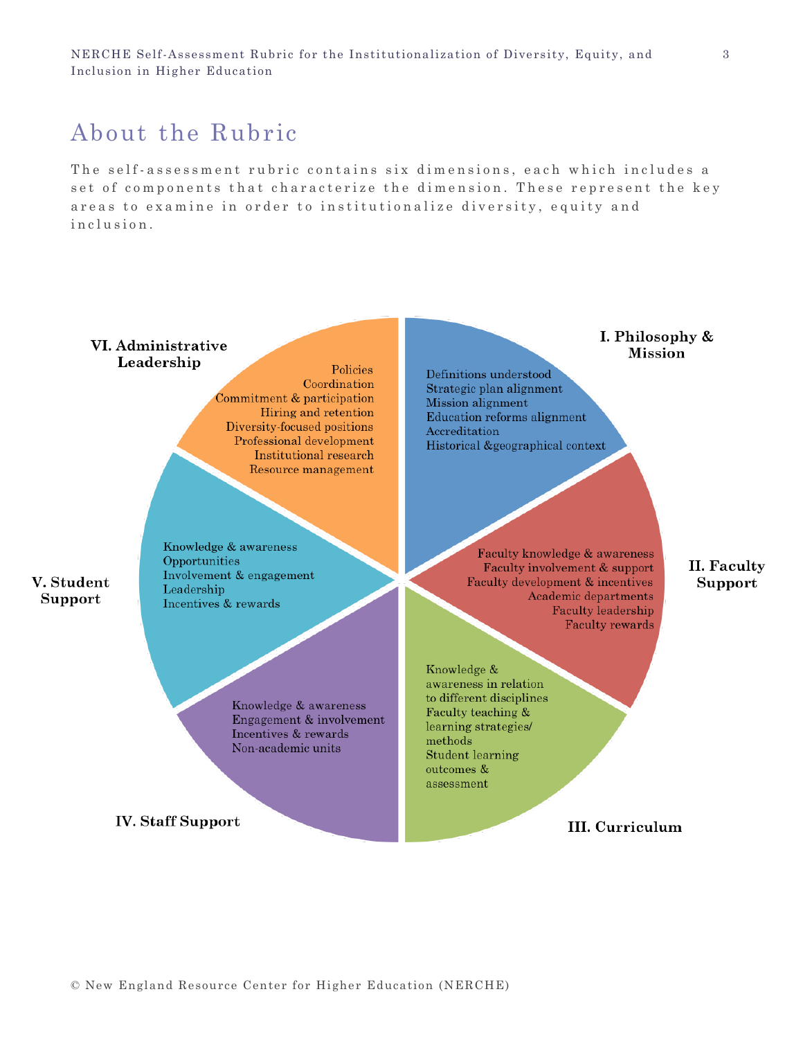## About the Rubric

The self-assessment rubric contains six dimensions, each which includes a set of components that characterize the dimension. These represent the key areas to examine in order to institutionalize diversity, equity and inclusion.

**I. Philosophy & Mission**

- Definitions understood
- Strategic plan alignment
- Mission alignment
- Education reforms alignment
- Accreditation
- Historical &geographical context

**II. Faculty Support**

- Faculty knowledge & awareness
- Faculty involvement & support
- Faculty development & incentives
- Academic departments
- Faculty leadership
- Faculty rewards

**III. Curriculum**

- Knowledge & awareness in relation to different disciplines
- Faculty teaching & learning strategies/ methods
- Student learning outcomes & assessment

**IV. Staff Support**

- Knowledge & awareness
- Engagement & involvement
- Incentives & rewards
- Non-academic units

**V. Student Support**

- Knowledge & awareness
- Opportunities
- Involvement & engagement
- Leadership
- Incentives & rewards

**VI. Administrative Leadership**

- Policies
- Coordination
- Commitment & participation
- Hiring and retention
- Diversity-focused positions
- Professional development
- Institutional research
- Resource management

© New England Resource Center for Higher Education (NERCHE)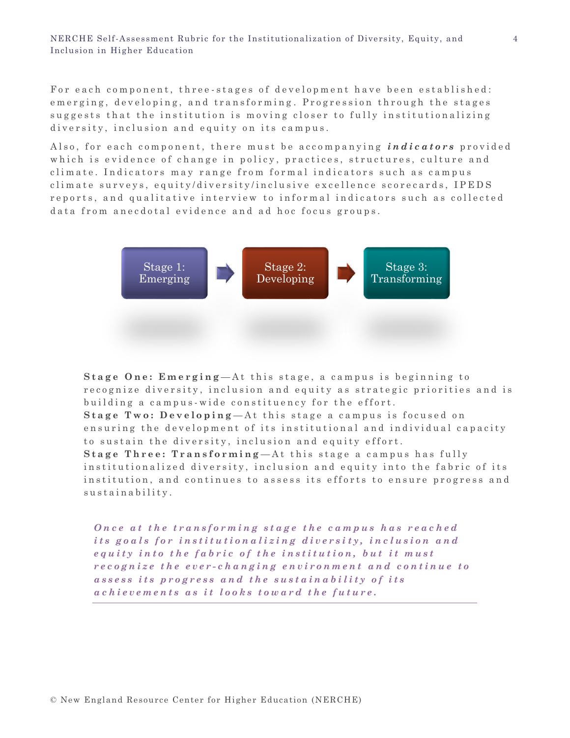For each component, three-stages of development have been established: emerging, developing, and transforming. Progression through the stages suggests that the institution is moving closer to fully institutionalizing diversity, inclusion and equity on its campus.

Also, for each component, there must be accompanying ***indicators*** provided which is evidence of change in policy, practices, structures, culture and climate. Indicators may range from formal indicators such as campus climate surveys, equity/diversity/inclusive excellence scorecards, IPEDS reports, and qualitative interview to informal indicators such as collected data from anecdotal evidence and ad hoc focus groups.

Stage 1: Emerging → Stage 2: Developing → Stage 3: Transforming

**Stage One: Emerging**—At this stage, a campus is beginning to recognize diversity, inclusion and equity as strategic priorities and is building a campus-wide constituency for the effort.

**Stage Two: Developing**—At this stage a campus is focused on ensuring the development of its institutional and individual capacity to sustain the diversity, inclusion and equity effort.

**Stage Three: Transforming**—At this stage a campus has fully institutionalized diversity, inclusion and equity into the fabric of its institution, and continues to assess its efforts to ensure progress and sustainability.

***Once at the transforming stage the campus has reached its goals for institutionalizing diversity, inclusion and equity into the fabric of the institution, but it must recognize the ever-changing environment and continue to assess its progress and the sustainability of its achievements as it looks toward the future.***

© New England Resource Center for Higher Education (NERCHE)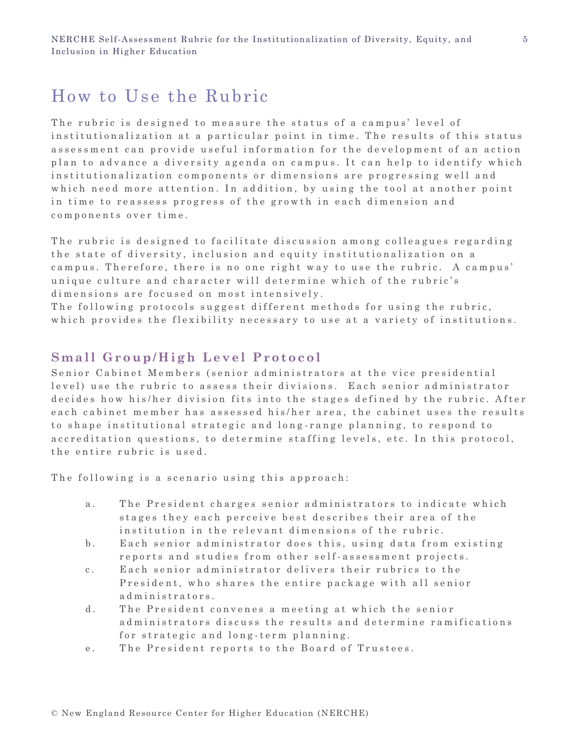# How to Use the Rubric

The rubric is designed to measure the status of a campus' level of institutionalization at a particular point in time. The results of this status assessment can provide useful information for the development of an action plan to advance a diversity agenda on campus. It can help to identify which institutionalization components or dimensions are progressing well and which need more attention. In addition, by using the tool at another point in time to reassess progress of the growth in each dimension and components over time.

The rubric is designed to facilitate discussion among colleagues regarding the state of diversity, inclusion and equity institutionalization on a campus. Therefore, there is no one right way to use the rubric. A campus' unique culture and character will determine which of the rubric's dimensions are focused on most intensively.
The following protocols suggest different methods for using the rubric, which provides the flexibility necessary to use at a variety of institutions.

## Small Group/High Level Protocol

Senior Cabinet Members (senior administrators at the vice presidential level) use the rubric to assess their divisions. Each senior administrator decides how his/her division fits into the stages defined by the rubric. After each cabinet member has assessed his/her area, the cabinet uses the results to shape institutional strategic and long-range planning, to respond to accreditation questions, to determine staffing levels, etc. In this protocol, the entire rubric is used.

The following is a scenario using this approach:

a. The President charges senior administrators to indicate which stages they each perceive best describes their area of the institution in the relevant dimensions of the rubric.
b. Each senior administrator does this, using data from existing reports and studies from other self-assessment projects.
c. Each senior administrator delivers their rubrics to the President, who shares the entire package with all senior administrators.
d. The President convenes a meeting at which the senior administrators discuss the results and determine ramifications for strategic and long-term planning.
e. The President reports to the Board of Trustees.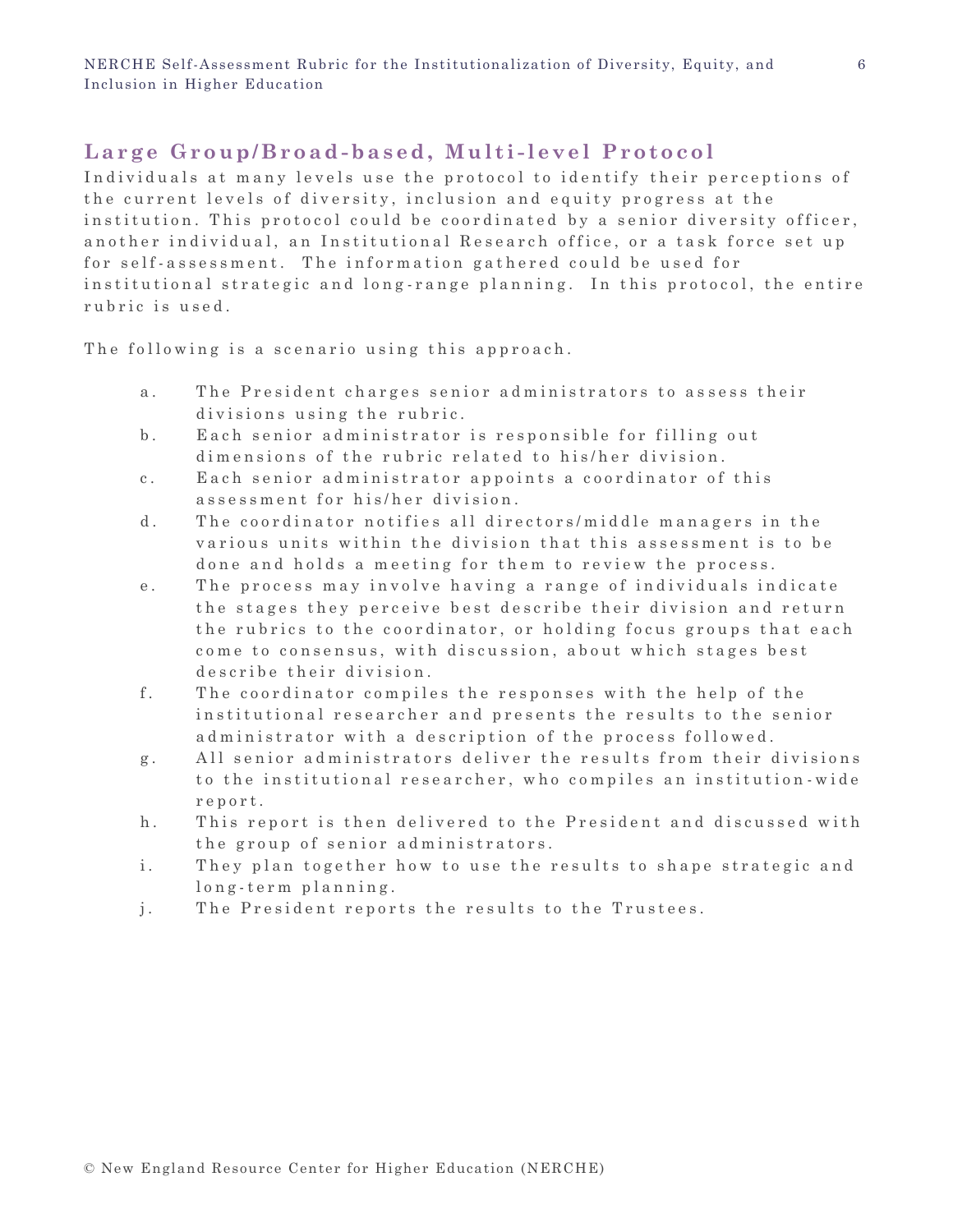## Large Group/Broad-based, Multi-level Protocol

Individuals at many levels use the protocol to identify their perceptions of the current levels of diversity, inclusion and equity progress at the institution. This protocol could be coordinated by a senior diversity officer, another individual, an Institutional Research office, or a task force set up for self-assessment. The information gathered could be used for institutional strategic and long-range planning. In this protocol, the entire rubric is used.

The following is a scenario using this approach.

a. The President charges senior administrators to assess their divisions using the rubric.
b. Each senior administrator is responsible for filling out dimensions of the rubric related to his/her division.
c. Each senior administrator appoints a coordinator of this assessment for his/her division.
d. The coordinator notifies all directors/middle managers in the various units within the division that this assessment is to be done and holds a meeting for them to review the process.
e. The process may involve having a range of individuals indicate the stages they perceive best describe their division and return the rubrics to the coordinator, or holding focus groups that each come to consensus, with discussion, about which stages best describe their division.
f. The coordinator compiles the responses with the help of the institutional researcher and presents the results to the senior administrator with a description of the process followed.
g. All senior administrators deliver the results from their divisions to the institutional researcher, who compiles an institution-wide report.
h. This report is then delivered to the President and discussed with the group of senior administrators.
i. They plan together how to use the results to shape strategic and long-term planning.
j. The President reports the results to the Trustees.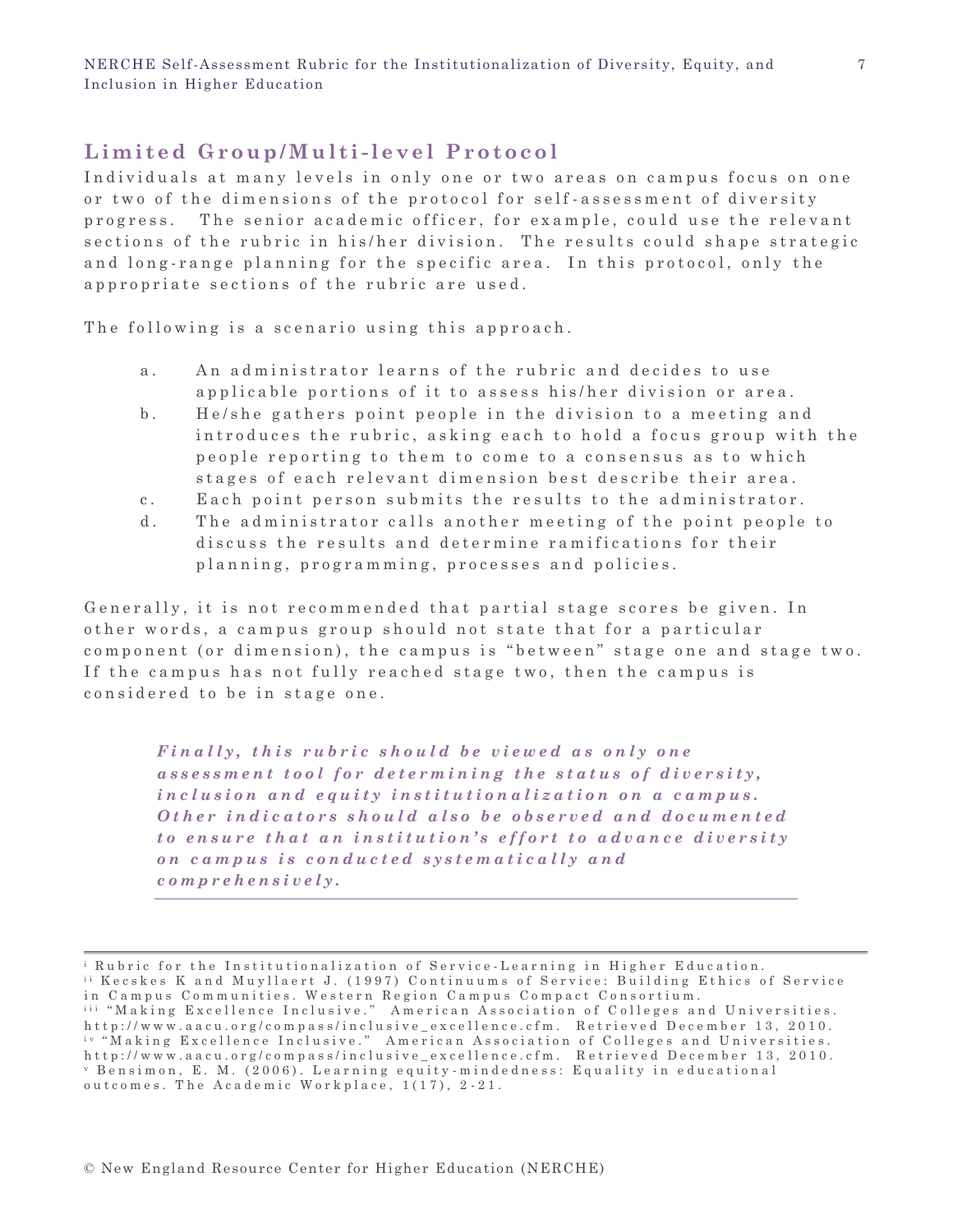## Limited Group/Multi-level Protocol

Individuals at many levels in only one or two areas on campus focus on one or two of the dimensions of the protocol for self-assessment of diversity progress. The senior academic officer, for example, could use the relevant sections of the rubric in his/her division. The results could shape strategic and long-range planning for the specific area. In this protocol, only the appropriate sections of the rubric are used.

The following is a scenario using this approach.

a. An administrator learns of the rubric and decides to use applicable portions of it to assess his/her division or area.
b. He/she gathers point people in the division to a meeting and introduces the rubric, asking each to hold a focus group with the people reporting to them to come to a consensus as to which stages of each relevant dimension best describe their area.
c. Each point person submits the results to the administrator.
d. The administrator calls another meeting of the point people to discuss the results and determine ramifications for their planning, programming, processes and policies.

Generally, it is not recommended that partial stage scores be given. In other words, a campus group should not state that for a particular component (or dimension), the campus is "between" stage one and stage two. If the campus has not fully reached stage two, then the campus is considered to be in stage one.

***Finally, this rubric should be viewed as only one assessment tool for determining the status of diversity, inclusion and equity institutionalization on a campus. Other indicators should also be observed and documented to ensure that an institution's effort to advance diversity on campus is conducted systematically and comprehensively.***

---

[i] Rubric for the Institutionalization of Service-Learning in Higher Education.
[ii] Kecskes K and Muyllaert J. (1997) Continuums of Service: Building Ethics of Service in Campus Communities. Western Region Campus Compact Consortium.
[iii] "Making Excellence Inclusive." American Association of Colleges and Universities. http://www.aacu.org/compass/inclusive_excellence.cfm. Retrieved December 13, 2010.
[iv] "Making Excellence Inclusive." American Association of Colleges and Universities. http://www.aacu.org/compass/inclusive_excellence.cfm. Retrieved December 13, 2010.
[v] Bensimon, E. M. (2006). Learning equity-mindedness: Equality in educational outcomes. The Academic Workplace, 1(17), 2-21.

© New England Resource Center for Higher Education (NERCHE)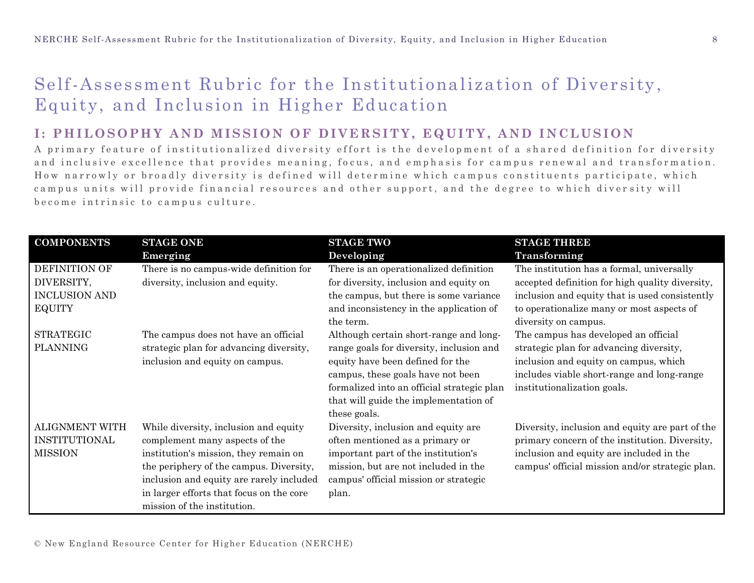# Self-Assessment Rubric for the Institutionalization of Diversity, Equity, and Inclusion in Higher Education

## I: PHILOSOPHY AND MISSION OF DIVERSITY, EQUITY, AND INCLUSION

A primary feature of institutionalized diversity effort is the development of a shared definition for diversity and inclusive excellence that provides meaning, focus, and emphasis for campus renewal and transformation. How narrowly or broadly diversity is defined will determine which campus constituents participate, which campus units will provide financial resources and other support, and the degree to which diversity will become intrinsic to campus culture.

| COMPONENTS | STAGE ONE<br>Emerging | STAGE TWO<br>Developing | STAGE THREE<br>Transforming |
|---|---|---|---|
| DEFINITION OF DIVERSITY, INCLUSION AND EQUITY | There is no campus-wide definition for diversity, inclusion and equity. | There is an operationalized definition for diversity, inclusion and equity on the campus, but there is some variance and inconsistency in the application of the term. | The institution has a formal, universally accepted definition for high quality diversity, inclusion and equity that is used consistently to operationalize many or most aspects of diversity on campus. |
| STRATEGIC PLANNING | The campus does not have an official strategic plan for advancing diversity, inclusion and equity on campus. | Although certain short-range and long-range goals for diversity, inclusion and equity have been defined for the campus, these goals have not been formalized into an official strategic plan that will guide the implementation of these goals. | The campus has developed an official strategic plan for advancing diversity, inclusion and equity on campus, which includes viable short-range and long-range institutionalization goals. |
| ALIGNMENT WITH INSTITUTIONAL MISSION | While diversity, inclusion and equity complement many aspects of the institution's mission, they remain on the periphery of the campus. Diversity, inclusion and equity are rarely included in larger efforts that focus on the core mission of the institution. | Diversity, inclusion and equity are often mentioned as a primary or important part of the institution's mission, but are not included in the campus' official mission or strategic plan. | Diversity, inclusion and equity are part of the primary concern of the institution. Diversity, inclusion and equity are included in the campus' official mission and/or strategic plan. |

© New England Resource Center for Higher Education (NERCHE)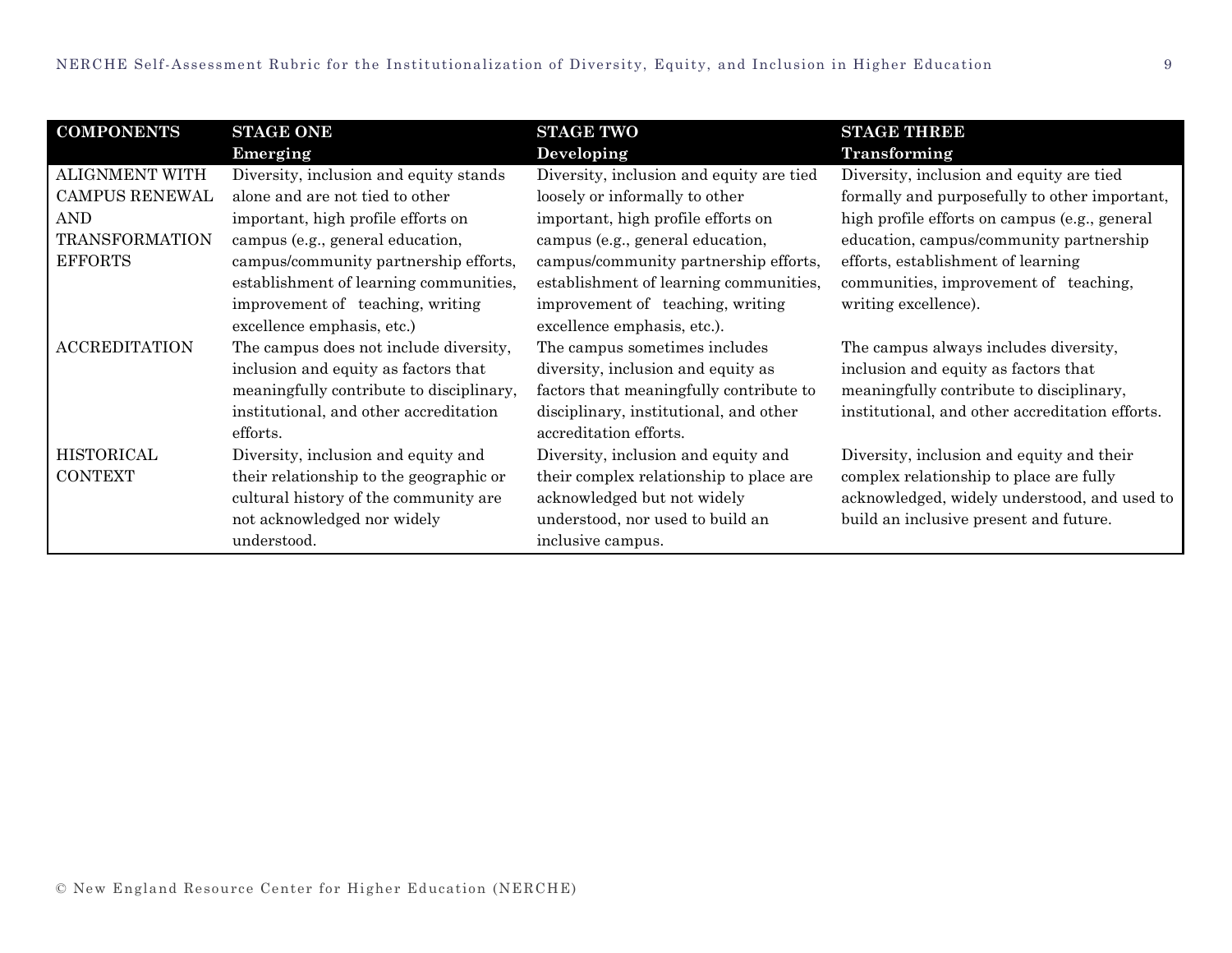| COMPONENTS | STAGE ONE<br>Emerging | STAGE TWO<br>Developing | STAGE THREE<br>Transforming |
|---|---|---|---|
| ALIGNMENT WITH CAMPUS RENEWAL AND TRANSFORMATION EFFORTS | Diversity, inclusion and equity stands alone and are not tied to other important, high profile efforts on campus (e.g., general education, campus/community partnership efforts, establishment of learning communities, improvement of teaching, writing excellence emphasis, etc.) | Diversity, inclusion and equity are tied loosely or informally to other important, high profile efforts on campus (e.g., general education, campus/community partnership efforts, establishment of learning communities, improvement of teaching, writing excellence emphasis, etc.). | Diversity, inclusion and equity are tied formally and purposefully to other important, high profile efforts on campus (e.g., general education, campus/community partnership efforts, establishment of learning communities, improvement of teaching, writing excellence). |
| ACCREDITATION | The campus does not include diversity, inclusion and equity as factors that meaningfully contribute to disciplinary, institutional, and other accreditation efforts. | The campus sometimes includes diversity, inclusion and equity as factors that meaningfully contribute to disciplinary, institutional, and other accreditation efforts. | The campus always includes diversity, inclusion and equity as factors that meaningfully contribute to disciplinary, institutional, and other accreditation efforts. |
| HISTORICAL CONTEXT | Diversity, inclusion and equity and their relationship to the geographic or cultural history of the community are not acknowledged nor widely understood. | Diversity, inclusion and equity and their complex relationship to place are acknowledged but not widely understood, nor used to build an inclusive campus. | Diversity, inclusion and equity and their complex relationship to place are fully acknowledged, widely understood, and used to build an inclusive present and future. |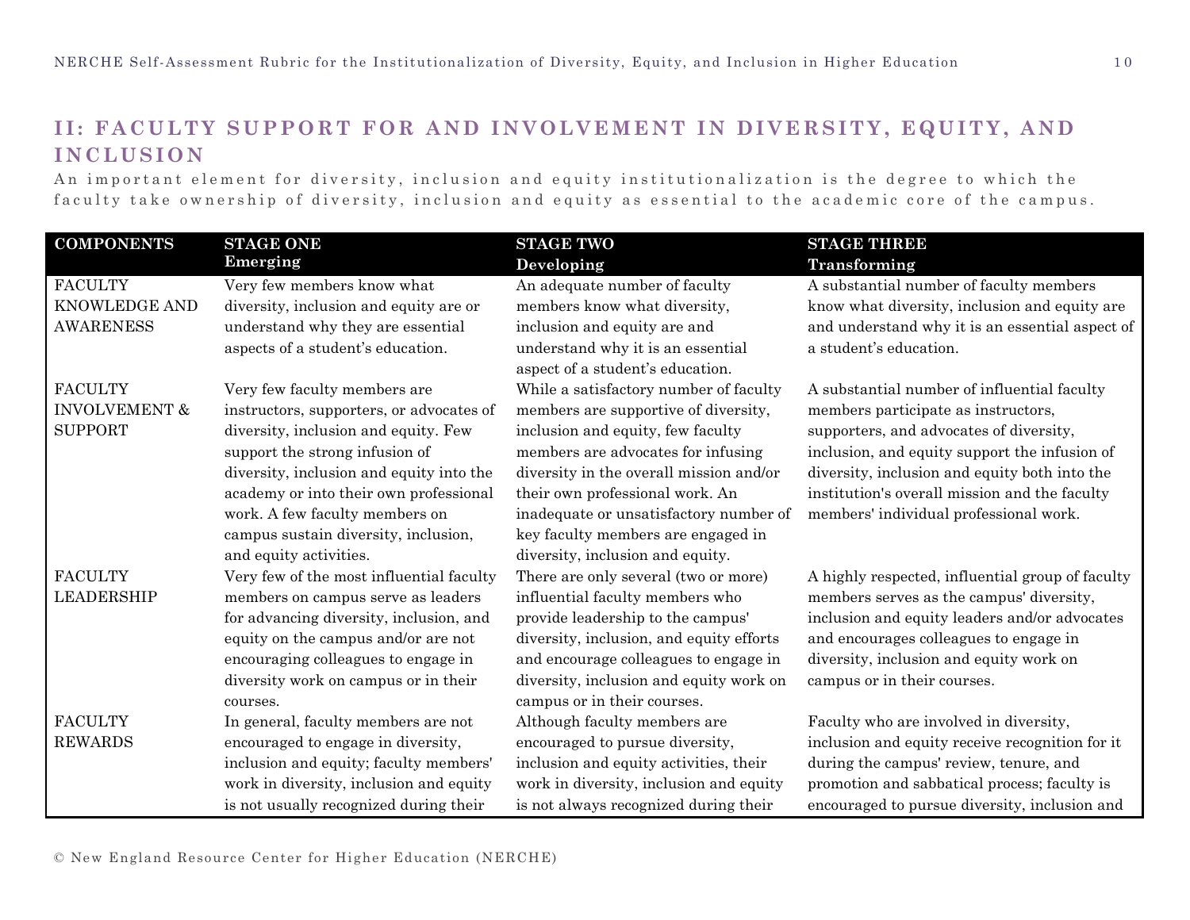## II: FACULTY SUPPORT FOR AND INVOLVEMENT IN DIVERSITY, EQUITY, AND INCLUSION

An important element for diversity, inclusion and equity institutionalization is the degree to which the faculty take ownership of diversity, inclusion and equity as essential to the academic core of the campus.

| COMPONENTS | STAGE ONE **Emerging** | STAGE TWO **Developing** | STAGE THREE **Transforming** |
|---|---|---|---|
| FACULTY KNOWLEDGE AND AWARENESS | Very few members know what diversity, inclusion and equity are or understand why they are essential aspects of a student's education. | An adequate number of faculty members know what diversity, inclusion and equity are and understand why it is an essential aspect of a student's education. | A substantial number of faculty members know what diversity, inclusion and equity are and understand why it is an essential aspect of a student's education. |
| FACULTY INVOLVEMENT & SUPPORT | Very few faculty members are instructors, supporters, or advocates of diversity, inclusion and equity. Few support the strong infusion of diversity, inclusion and equity into the academy or into their own professional work. A few faculty members on campus sustain diversity, inclusion, and equity activities. | While a satisfactory number of faculty members are supportive of diversity, inclusion and equity, few faculty members are advocates for infusing diversity in the overall mission and/or their own professional work. An inadequate or unsatisfactory number of key faculty members are engaged in diversity, inclusion and equity. | A substantial number of influential faculty members participate as instructors, supporters, and advocates of diversity, inclusion, and equity support the infusion of diversity, inclusion and equity both into the institution's overall mission and the faculty members' individual professional work. |
| FACULTY LEADERSHIP | Very few of the most influential faculty members on campus serve as leaders for advancing diversity, inclusion, and equity on the campus and/or are not encouraging colleagues to engage in diversity work on campus or in their courses. | There are only several (two or more) influential faculty members who provide leadership to the campus' diversity, inclusion, and equity efforts and encourage colleagues to engage in diversity, inclusion and equity work on campus or in their courses. | A highly respected, influential group of faculty members serves as the campus' diversity, inclusion and equity leaders and/or advocates and encourages colleagues to engage in diversity, inclusion and equity work on campus or in their courses. |
| FACULTY REWARDS | In general, faculty members are not encouraged to engage in diversity, inclusion and equity; faculty members' work in diversity, inclusion and equity is not usually recognized during their | Although faculty members are encouraged to pursue diversity, inclusion and equity activities, their work in diversity, inclusion and equity is not always recognized during their | Faculty who are involved in diversity, inclusion and equity receive recognition for it during the campus' review, tenure, and promotion and sabbatical process; faculty is encouraged to pursue diversity, inclusion and |

© New England Resource Center for Higher Education (NERCHE)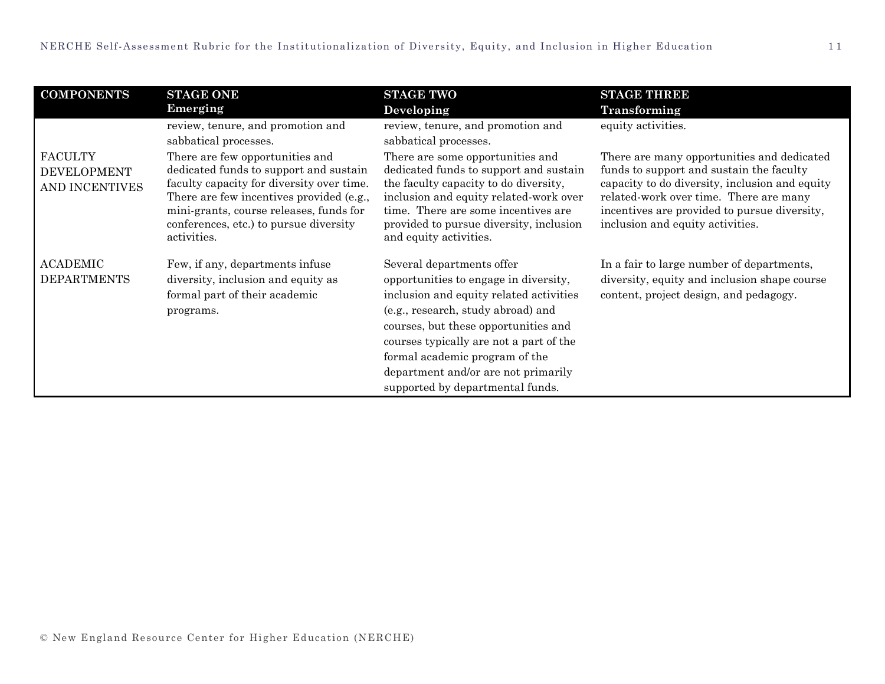| COMPONENTS | STAGE ONE Emerging | STAGE TWO Developing | STAGE THREE Transforming |
|---|---|---|---|
| | review, tenure, and promotion and sabbatical processes. | review, tenure, and promotion and sabbatical processes. | equity activities. |
| FACULTY DEVELOPMENT AND INCENTIVES | There are few opportunities and dedicated funds to support and sustain faculty capacity for diversity over time. There are few incentives provided (e.g., mini-grants, course releases, funds for conferences, etc.) to pursue diversity activities. | There are some opportunities and dedicated funds to support and sustain the faculty capacity to do diversity, inclusion and equity related-work over time. There are some incentives are provided to pursue diversity, inclusion and equity activities. | There are many opportunities and dedicated funds to support and sustain the faculty capacity to do diversity, inclusion and equity related-work over time. There are many incentives are provided to pursue diversity, inclusion and equity activities. |
| ACADEMIC DEPARTMENTS | Few, if any, departments infuse diversity, inclusion and equity as formal part of their academic programs. | Several departments offer opportunities to engage in diversity, inclusion and equity related activities (e.g., research, study abroad) and courses, but these opportunities and courses typically are not a part of the formal academic program of the department and/or are not primarily supported by departmental funds. | In a fair to large number of departments, diversity, equity and inclusion shape course content, project design, and pedagogy. |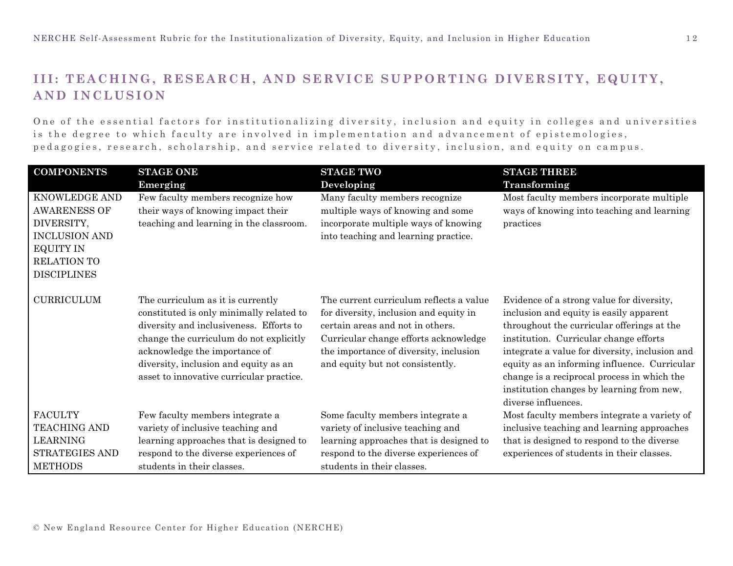## III: TEACHING, RESEARCH, AND SERVICE SUPPORTING DIVERSITY, EQUITY, AND INCLUSION

One of the essential factors for institutionalizing diversity, inclusion and equity in colleges and universities is the degree to which faculty are involved in implementation and advancement of epistemologies, pedagogies, research, scholarship, and service related to diversity, inclusion, and equity on campus.

| COMPONENTS | STAGE ONE Emerging | STAGE TWO Developing | STAGE THREE Transforming |
|---|---|---|---|
| KNOWLEDGE AND AWARENESS OF DIVERSITY, INCLUSION AND EQUITY IN RELATION TO DISCIPLINES | Few faculty members recognize how their ways of knowing impact their teaching and learning in the classroom. | Many faculty members recognize multiple ways of knowing and some incorporate multiple ways of knowing into teaching and learning practice. | Most faculty members incorporate multiple ways of knowing into teaching and learning practices |
| CURRICULUM | The curriculum as it is currently constituted is only minimally related to diversity and inclusiveness. Efforts to change the curriculum do not explicitly acknowledge the importance of diversity, inclusion and equity as an asset to innovative curricular practice. | The current curriculum reflects a value for diversity, inclusion and equity in certain areas and not in others. Curricular change efforts acknowledge the importance of diversity, inclusion and equity but not consistently. | Evidence of a strong value for diversity, inclusion and equity is easily apparent throughout the curricular offerings at the institution. Curricular change efforts integrate a value for diversity, inclusion and equity as an informing influence. Curricular change is a reciprocal process in which the institution changes by learning from new, diverse influences. |
| FACULTY TEACHING AND LEARNING STRATEGIES AND METHODS | Few faculty members integrate a variety of inclusive teaching and learning approaches that is designed to respond to the diverse experiences of students in their classes. | Some faculty members integrate a variety of inclusive teaching and learning approaches that is designed to respond to the diverse experiences of students in their classes. | Most faculty members integrate a variety of inclusive teaching and learning approaches that is designed to respond to the diverse experiences of students in their classes. |

© New England Resource Center for Higher Education (NERCHE)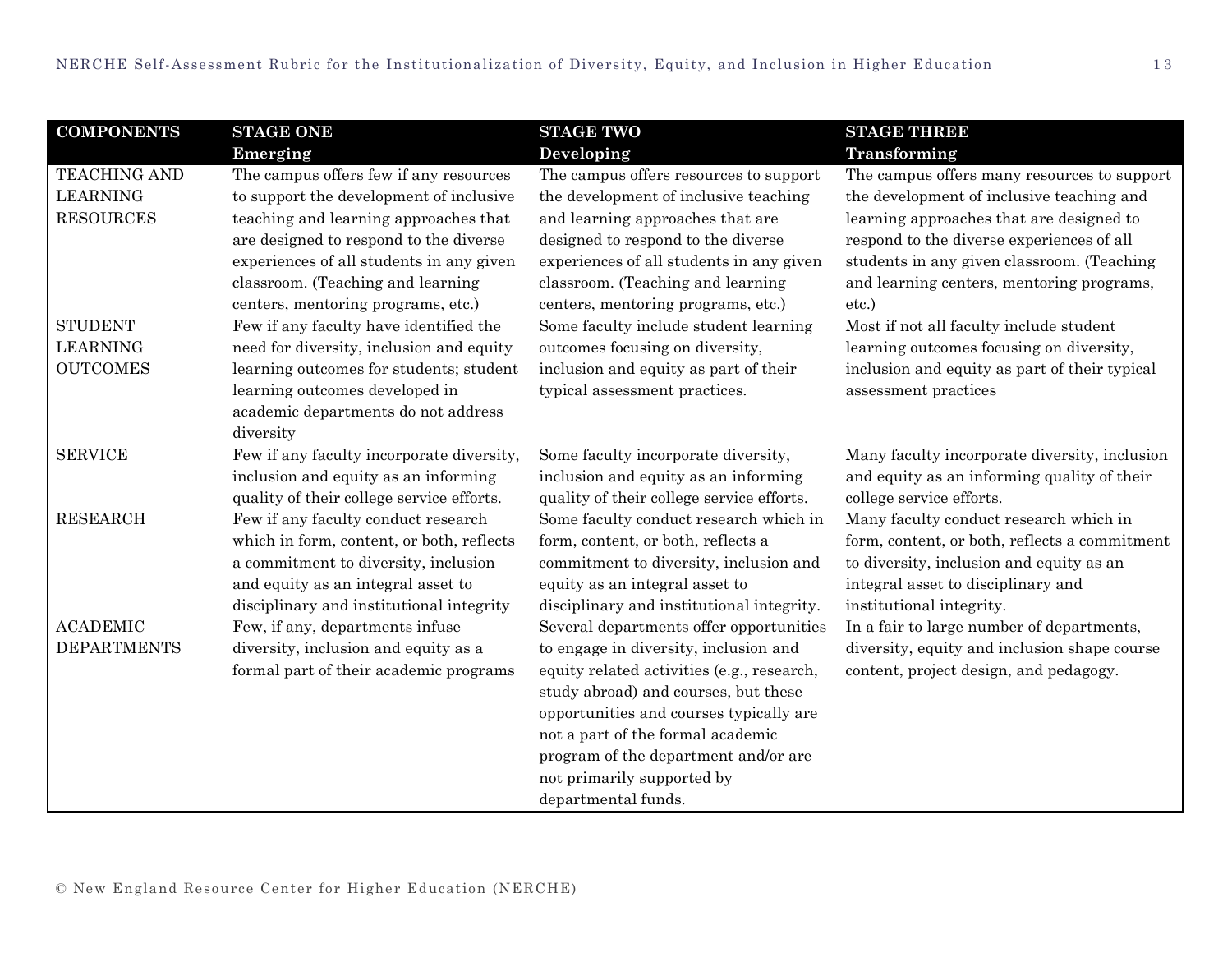| COMPONENTS | STAGE ONE<br>Emerging | STAGE TWO<br>Developing | STAGE THREE<br>Transforming |
|---|---|---|---|
| TEACHING AND LEARNING RESOURCES | The campus offers few if any resources to support the development of inclusive teaching and learning approaches that are designed to respond to the diverse experiences of all students in any given classroom. (Teaching and learning centers, mentoring programs, etc.) | The campus offers resources to support the development of inclusive teaching and learning approaches that are designed to respond to the diverse experiences of all students in any given classroom. (Teaching and learning centers, mentoring programs, etc.) | The campus offers many resources to support the development of inclusive teaching and learning approaches that are designed to respond to the diverse experiences of all students in any given classroom. (Teaching and learning centers, mentoring programs, etc.) |
| STUDENT LEARNING OUTCOMES | Few if any faculty have identified the need for diversity, inclusion and equity learning outcomes for students; student learning outcomes developed in academic departments do not address diversity | Some faculty include student learning outcomes focusing on diversity, inclusion and equity as part of their typical assessment practices. | Most if not all faculty include student learning outcomes focusing on diversity, inclusion and equity as part of their typical assessment practices |
| SERVICE | Few if any faculty incorporate diversity, inclusion and equity as an informing quality of their college service efforts. | Some faculty incorporate diversity, inclusion and equity as an informing quality of their college service efforts. | Many faculty incorporate diversity, inclusion and equity as an informing quality of their college service efforts. |
| RESEARCH | Few if any faculty conduct research which in form, content, or both, reflects a commitment to diversity, inclusion and equity as an integral asset to disciplinary and institutional integrity | Some faculty conduct research which in form, content, or both, reflects a commitment to diversity, inclusion and equity as an integral asset to disciplinary and institutional integrity. | Many faculty conduct research which in form, content, or both, reflects a commitment to diversity, inclusion and equity as an integral asset to disciplinary and institutional integrity. |
| ACADEMIC DEPARTMENTS | Few, if any, departments infuse diversity, inclusion and equity as a formal part of their academic programs | Several departments offer opportunities to engage in diversity, inclusion and equity related activities (e.g., research, study abroad) and courses, but these opportunities and courses typically are not a part of the formal academic program of the department and/or are not primarily supported by departmental funds. | In a fair to large number of departments, diversity, equity and inclusion shape course content, project design, and pedagogy. |

© New England Resource Center for Higher Education (NERCHE)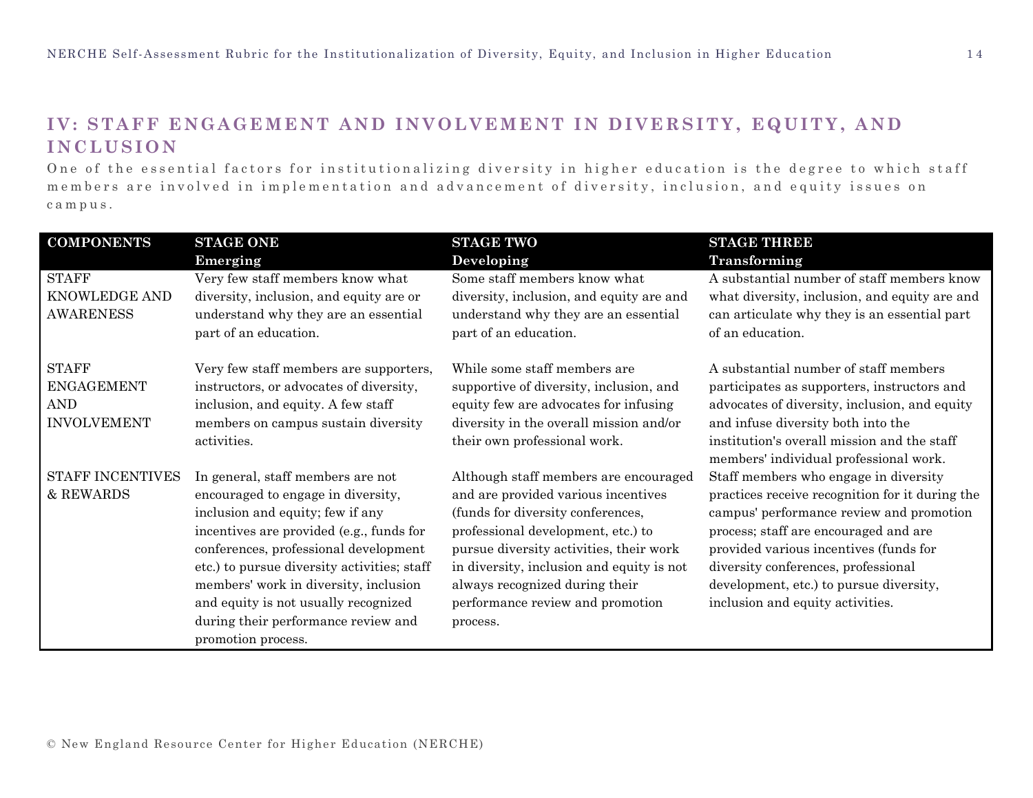## IV: STAFF ENGAGEMENT AND INVOLVEMENT IN DIVERSITY, EQUITY, AND INCLUSION

One of the essential factors for institutionalizing diversity in higher education is the degree to which staff members are involved in implementation and advancement of diversity, inclusion, and equity issues on campus.

| COMPONENTS | STAGE ONE **Emerging** | STAGE TWO **Developing** | STAGE THREE **Transforming** |
|---|---|---|---|
| STAFF KNOWLEDGE AND AWARENESS | Very few staff members know what diversity, inclusion, and equity are or understand why they are an essential part of an education. | Some staff members know what diversity, inclusion, and equity are and understand why they are an essential part of an education. | A substantial number of staff members know what diversity, inclusion, and equity are and can articulate why they is an essential part of an education. |
| STAFF ENGAGEMENT AND INVOLVEMENT | Very few staff members are supporters, instructors, or advocates of diversity, inclusion, and equity. A few staff members on campus sustain diversity activities. | While some staff members are supportive of diversity, inclusion, and equity few are advocates for infusing diversity in the overall mission and/or their own professional work. | A substantial number of staff members participates as supporters, instructors and advocates of diversity, inclusion, and equity and infuse diversity both into the institution's overall mission and the staff members' individual professional work. |
| STAFF INCENTIVES & REWARDS | In general, staff members are not encouraged to engage in diversity, inclusion and equity; few if any incentives are provided (e.g., funds for conferences, professional development etc.) to pursue diversity activities; staff members' work in diversity, inclusion and equity is not usually recognized during their performance review and promotion process. | Although staff members are encouraged and are provided various incentives (funds for diversity conferences, professional development, etc.) to pursue diversity activities, their work in diversity, inclusion and equity is not always recognized during their performance review and promotion process. | Staff members who engage in diversity practices receive recognition for it during the campus' performance review and promotion process; staff are encouraged and are provided various incentives (funds for diversity conferences, professional development, etc.) to pursue diversity, inclusion and equity activities. |

© New England Resource Center for Higher Education (NERCHE)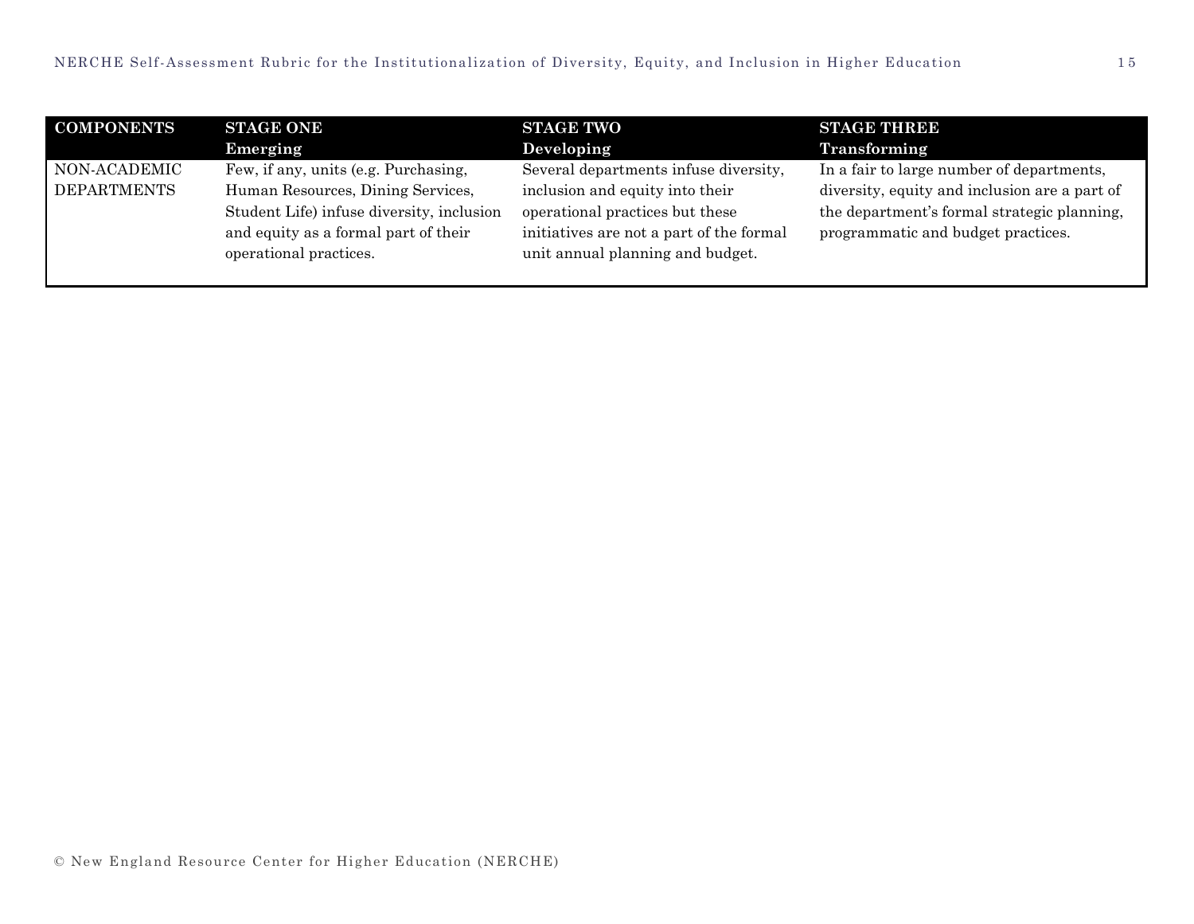| COMPONENTS | STAGE ONE<br>Emerging | STAGE TWO<br>Developing | STAGE THREE<br>Transforming |
|---|---|---|---|
| NON-ACADEMIC DEPARTMENTS | Few, if any, units (e.g. Purchasing, Human Resources, Dining Services, Student Life) infuse diversity, inclusion and equity as a formal part of their operational practices. | Several departments infuse diversity, inclusion and equity into their operational practices but these initiatives are not a part of the formal unit annual planning and budget. | In a fair to large number of departments, diversity, equity and inclusion are a part of the department's formal strategic planning, programmatic and budget practices. |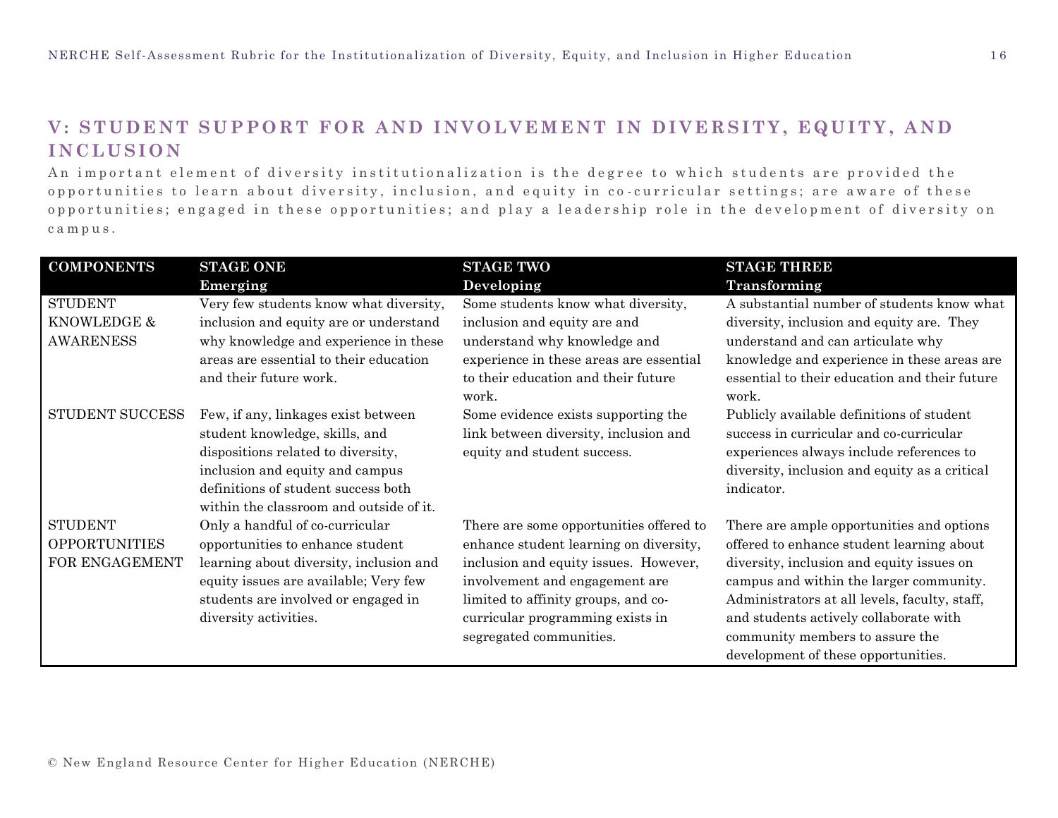## V: STUDENT SUPPORT FOR AND INVOLVEMENT IN DIVERSITY, EQUITY, AND INCLUSION

An important element of diversity institutionalization is the degree to which students are provided the opportunities to learn about diversity, inclusion, and equity in co-curricular settings; are aware of these opportunities; engaged in these opportunities; and play a leadership role in the development of diversity on campus.

| COMPONENTS | STAGE ONE<br>**Emerging** | STAGE TWO<br>**Developing** | STAGE THREE<br>**Transforming** |
|---|---|---|---|
| STUDENT KNOWLEDGE & AWARENESS | Very few students know what diversity, inclusion and equity are or understand why knowledge and experience in these areas are essential to their education and their future work. | Some students know what diversity, inclusion and equity are and understand why knowledge and experience in these areas are essential to their education and their future work. | A substantial number of students know what diversity, inclusion and equity are. They understand and can articulate why knowledge and experience in these areas are essential to their education and their future work. |
| STUDENT SUCCESS | Few, if any, linkages exist between student knowledge, skills, and dispositions related to diversity, inclusion and equity and campus definitions of student success both within the classroom and outside of it. | Some evidence exists supporting the link between diversity, inclusion and equity and student success. | Publicly available definitions of student success in curricular and co-curricular experiences always include references to diversity, inclusion and equity as a critical indicator. |
| STUDENT OPPORTUNITIES FOR ENGAGEMENT | Only a handful of co-curricular opportunities to enhance student learning about diversity, inclusion and equity issues are available; Very few students are involved or engaged in diversity activities. | There are some opportunities offered to enhance student learning on diversity, inclusion and equity issues. However, involvement and engagement are limited to affinity groups, and co-curricular programming exists in segregated communities. | There are ample opportunities and options offered to enhance student learning about diversity, inclusion and equity issues on campus and within the larger community. Administrators at all levels, faculty, staff, and students actively collaborate with community members to assure the development of these opportunities. |

© New England Resource Center for Higher Education (NERCHE)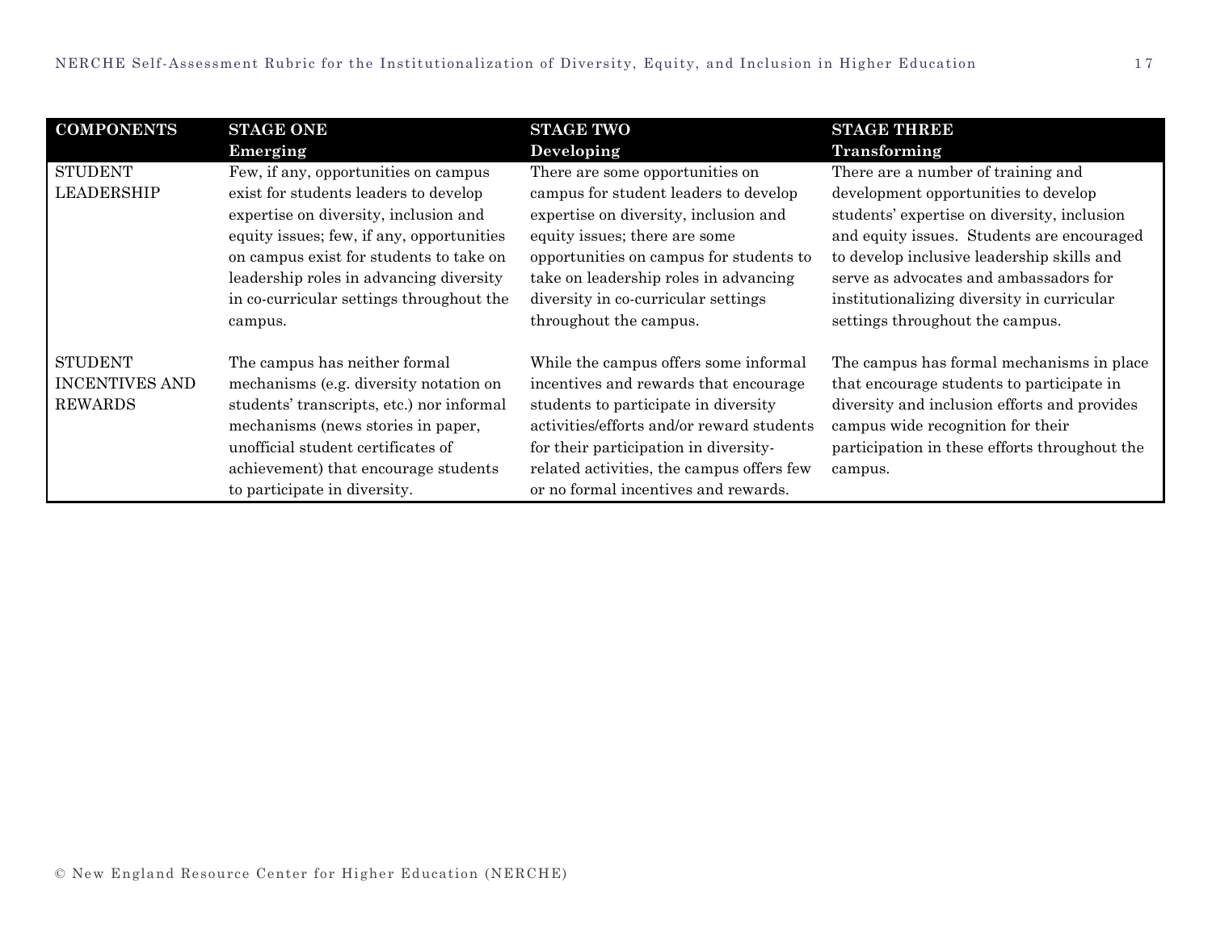| COMPONENTS | STAGE ONE<br>Emerging | STAGE TWO<br>Developing | STAGE THREE<br>Transforming |
|---|---|---|---|
| STUDENT LEADERSHIP | Few, if any, opportunities on campus exist for students leaders to develop expertise on diversity, inclusion and equity issues; few, if any, opportunities on campus exist for students to take on leadership roles in advancing diversity in co-curricular settings throughout the campus. | There are some opportunities on campus for student leaders to develop expertise on diversity, inclusion and equity issues; there are some opportunities on campus for students to take on leadership roles in advancing diversity in co-curricular settings throughout the campus. | There are a number of training and development opportunities to develop students' expertise on diversity, inclusion and equity issues. Students are encouraged to develop inclusive leadership skills and serve as advocates and ambassadors for institutionalizing diversity in curricular settings throughout the campus. |
| STUDENT INCENTIVES AND REWARDS | The campus has neither formal mechanisms (e.g. diversity notation on students' transcripts, etc.) nor informal mechanisms (news stories in paper, unofficial student certificates of achievement) that encourage students to participate in diversity. | While the campus offers some informal incentives and rewards that encourage students to participate in diversity activities/efforts and/or reward students for their participation in diversity-related activities, the campus offers few or no formal incentives and rewards. | The campus has formal mechanisms in place that encourage students to participate in diversity and inclusion efforts and provides campus wide recognition for their participation in these efforts throughout the campus. |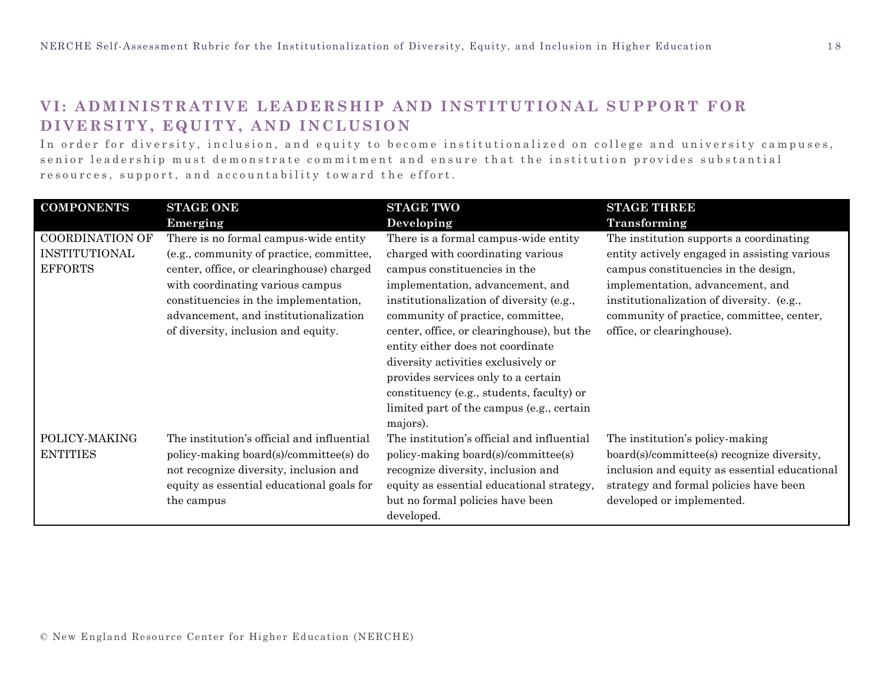## VI: ADMINISTRATIVE LEADERSHIP AND INSTITUTIONAL SUPPORT FOR DIVERSITY, EQUITY, AND INCLUSION

In order for diversity, inclusion, and equity to become institutionalized on college and university campuses, senior leadership must demonstrate commitment and ensure that the institution provides substantial resources, support, and accountability toward the effort.

| COMPONENTS | STAGE ONE<br>Emerging | STAGE TWO<br>Developing | STAGE THREE<br>Transforming |
|---|---|---|---|
| COORDINATION OF INSTITUTIONAL EFFORTS | There is no formal campus-wide entity (e.g., community of practice, committee, center, office, or clearinghouse) charged with coordinating various campus constituencies in the implementation, advancement, and institutionalization of diversity, inclusion and equity. | There is a formal campus-wide entity charged with coordinating various campus constituencies in the implementation, advancement, and institutionalization of diversity (e.g., community of practice, committee, center, office, or clearinghouse), but the entity either does not coordinate diversity activities exclusively or provides services only to a certain constituency (e.g., students, faculty) or limited part of the campus (e.g., certain majors). | The institution supports a coordinating entity actively engaged in assisting various campus constituencies in the design, implementation, advancement, and institutionalization of diversity. (e.g., community of practice, committee, center, office, or clearinghouse). |
| POLICY-MAKING ENTITIES | The institution's official and influential policy-making board(s)/committee(s) do not recognize diversity, inclusion and equity as essential educational goals for the campus | The institution's official and influential policy-making board(s)/committee(s) recognize diversity, inclusion and equity as essential educational strategy, but no formal policies have been developed. | The institution's policy-making board(s)/committee(s) recognize diversity, inclusion and equity as essential educational strategy and formal policies have been developed or implemented. |

© New England Resource Center for Higher Education (NERCHE)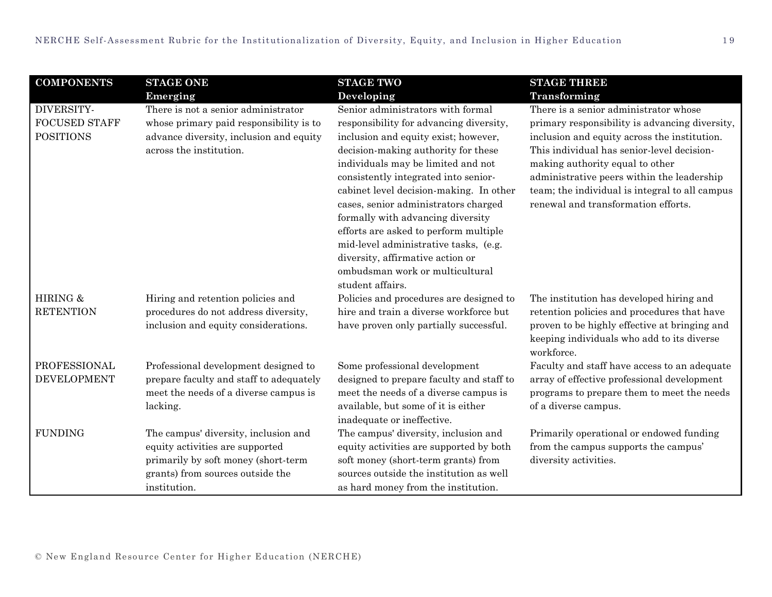| COMPONENTS | STAGE ONE<br>**Emerging** | STAGE TWO<br>**Developing** | STAGE THREE<br>**Transforming** |
|---|---|---|---|
| DIVERSITY-FOCUSED STAFF POSITIONS | There is not a senior administrator whose primary paid responsibility is to advance diversity, inclusion and equity across the institution. | Senior administrators with formal responsibility for advancing diversity, inclusion and equity exist; however, decision-making authority for these individuals may be limited and not consistently integrated into senior-cabinet level decision-making. In other cases, senior administrators charged formally with advancing diversity efforts are asked to perform multiple mid-level administrative tasks, (e.g. diversity, affirmative action or ombudsman work or multicultural student affairs. | There is a senior administrator whose primary responsibility is advancing diversity, inclusion and equity across the institution. This individual has senior-level decision-making authority equal to other administrative peers within the leadership team; the individual is integral to all campus renewal and transformation efforts. |
| HIRING & RETENTION | Hiring and retention policies and procedures do not address diversity, inclusion and equity considerations. | Policies and procedures are designed to hire and train a diverse workforce but have proven only partially successful. | The institution has developed hiring and retention policies and procedures that have proven to be highly effective at bringing and keeping individuals who add to its diverse workforce. |
| PROFESSIONAL DEVELOPMENT | Professional development designed to prepare faculty and staff to adequately meet the needs of a diverse campus is lacking. | Some professional development designed to prepare faculty and staff to meet the needs of a diverse campus is available, but some of it is either inadequate or ineffective. | Faculty and staff have access to an adequate array of effective professional development programs to prepare them to meet the needs of a diverse campus. |
| FUNDING | The campus' diversity, inclusion and equity activities are supported primarily by soft money (short-term grants) from sources outside the institution. | The campus' diversity, inclusion and equity activities are supported by both soft money (short-term grants) from sources outside the institution as well as hard money from the institution. | Primarily operational or endowed funding from the campus supports the campus' diversity activities. |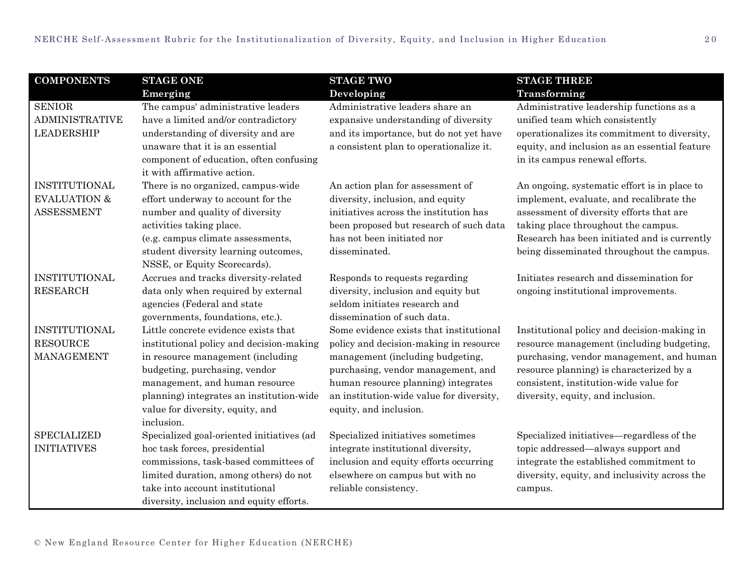| COMPONENTS | STAGE ONE<br>Emerging | STAGE TWO<br>Developing | STAGE THREE<br>Transforming |
|---|---|---|---|
| SENIOR ADMINISTRATIVE LEADERSHIP | The campus' administrative leaders have a limited and/or contradictory understanding of diversity and are unaware that it is an essential component of education, often confusing it with affirmative action. | Administrative leaders share an expansive understanding of diversity and its importance, but do not yet have a consistent plan to operationalize it. | Administrative leadership functions as a unified team which consistently operationalizes its commitment to diversity, equity, and inclusion as an essential feature in its campus renewal efforts. |
| INSTITUTIONAL EVALUATION & ASSESSMENT | There is no organized, campus-wide effort underway to account for the number and quality of diversity activities taking place.<br>(e.g. campus climate assessments, student diversity learning outcomes, NSSE, or Equity Scorecards). | An action plan for assessment of diversity, inclusion, and equity initiatives across the institution has been proposed but research of such data has not been initiated nor disseminated. | An ongoing, systematic effort is in place to implement, evaluate, and recalibrate the assessment of diversity efforts that are taking place throughout the campus. Research has been initiated and is currently being disseminated throughout the campus. |
| INSTITUTIONAL RESEARCH | Accrues and tracks diversity-related data only when required by external agencies (Federal and state governments, foundations, etc.). | Responds to requests regarding diversity, inclusion and equity but seldom initiates research and dissemination of such data. | Initiates research and dissemination for ongoing institutional improvements. |
| INSTITUTIONAL RESOURCE MANAGEMENT | Little concrete evidence exists that institutional policy and decision-making in resource management (including budgeting, purchasing, vendor management, and human resource planning) integrates an institution-wide value for diversity, equity, and inclusion. | Some evidence exists that institutional policy and decision-making in resource management (including budgeting, purchasing, vendor management, and human resource planning) integrates an institution-wide value for diversity, equity, and inclusion. | Institutional policy and decision-making in resource management (including budgeting, purchasing, vendor management, and human resource planning) is characterized by a consistent, institution-wide value for diversity, equity, and inclusion. |
| SPECIALIZED INITIATIVES | Specialized goal-oriented initiatives (ad hoc task forces, presidential commissions, task-based committees of limited duration, among others) do not take into account institutional diversity, inclusion and equity efforts. | Specialized initiatives sometimes integrate institutional diversity, inclusion and equity efforts occurring elsewhere on campus but with no reliable consistency. | Specialized initiatives—regardless of the topic addressed—always support and integrate the established commitment to diversity, equity, and inclusivity across the campus. |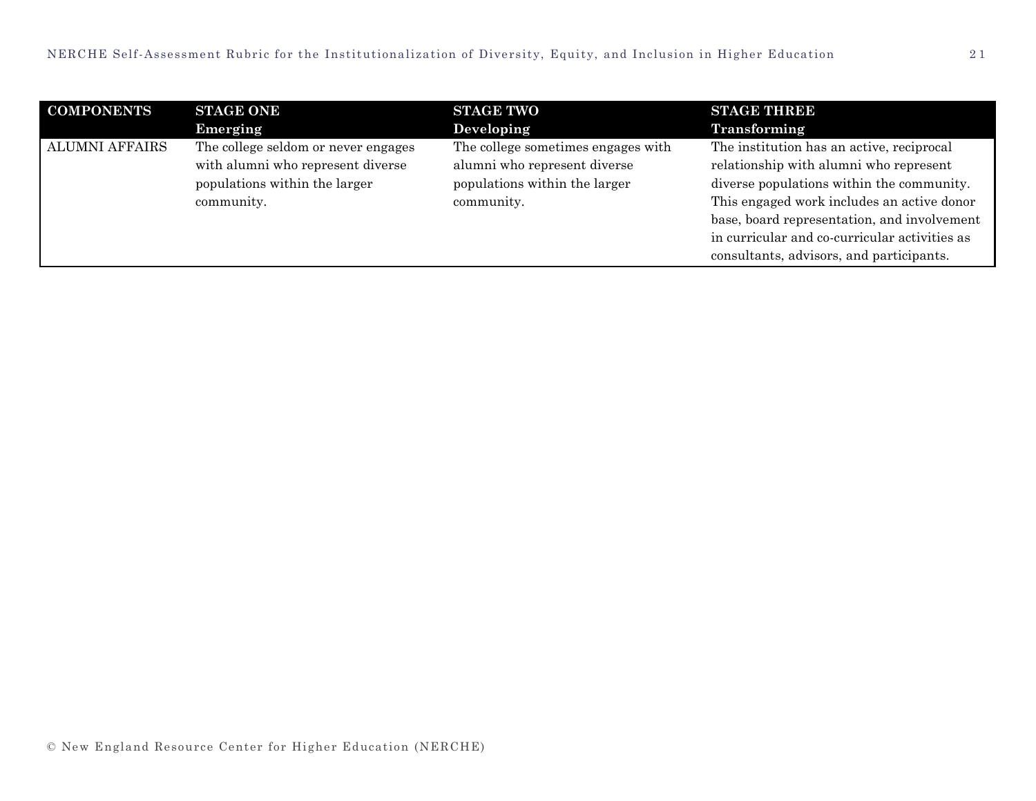| COMPONENTS | STAGE ONE<br>**Emerging** | STAGE TWO<br>**Developing** | STAGE THREE<br>**Transforming** |
| --- | --- | --- | --- |
| ALUMNI AFFAIRS | The college seldom or never engages with alumni who represent diverse populations within the larger community. | The college sometimes engages with alumni who represent diverse populations within the larger community. | The institution has an active, reciprocal relationship with alumni who represent diverse populations within the community. This engaged work includes an active donor base, board representation, and involvement in curricular and co-curricular activities as consultants, advisors, and participants. |

© New England Resource Center for Higher Education (NERCHE)